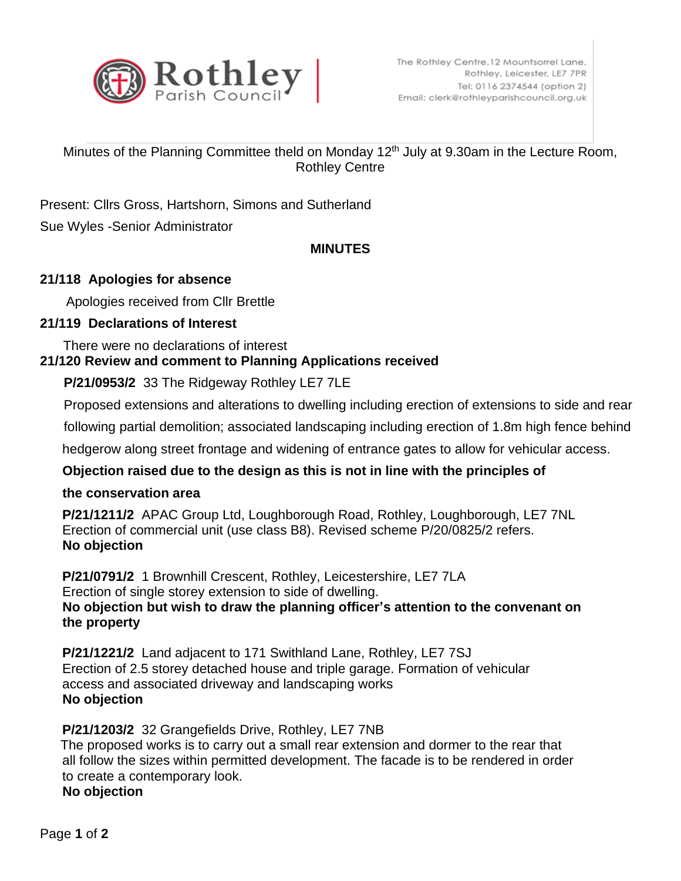Rothley Parish Council

The Rothley Centre, 12 Mountsorrel Lane, Rothley, Leicester, LE7 7PR
Tel: 0116 2374544 (option 2)
Email: clerk@rothleyparishcouncil.org.uk

Minutes of the Planning Committee theld on Monday 12th July at 9.30am in the Lecture Room, Rothley Centre

Present: Cllrs Gross, Hartshorn, Simons and Sutherland

Sue Wyles -Senior Administrator

**MINUTES**

**21/118 Apologies for absence**

Apologies received from Cllr Brettle

**21/119 Declarations of Interest**

There were no declarations of interest

**21/120 Review and comment to Planning Applications received**

**P/21/0953/2** 33 The Ridgeway Rothley LE7 7LE

Proposed extensions and alterations to dwelling including erection of extensions to side and rear following partial demolition; associated landscaping including erection of 1.8m high fence behind hedgerow along street frontage and widening of entrance gates to allow for vehicular access.

**Objection raised due to the design as this is not in line with the principles of the conservation area**

**P/21/1211/2** APAC Group Ltd, Loughborough Road, Rothley, Loughborough, LE7 7NL
Erection of commercial unit (use class B8). Revised scheme P/20/0825/2 refers.
**No objection**

**P/21/0791/2** 1 Brownhill Crescent, Rothley, Leicestershire, LE7 7LA
Erection of single storey extension to side of dwelling.
**No objection but wish to draw the planning officer's attention to the convenant on the property**

**P/21/1221/2** Land adjacent to 171 Swithland Lane, Rothley, LE7 7SJ
Erection of 2.5 storey detached house and triple garage. Formation of vehicular access and associated driveway and landscaping works
**No objection**

**P/21/1203/2** 32 Grangefields Drive, Rothley, LE7 7NB
The proposed works is to carry out a small rear extension and dormer to the rear that all follow the sizes within permitted development. The facade is to be rendered in order to create a contemporary look.
**No objection**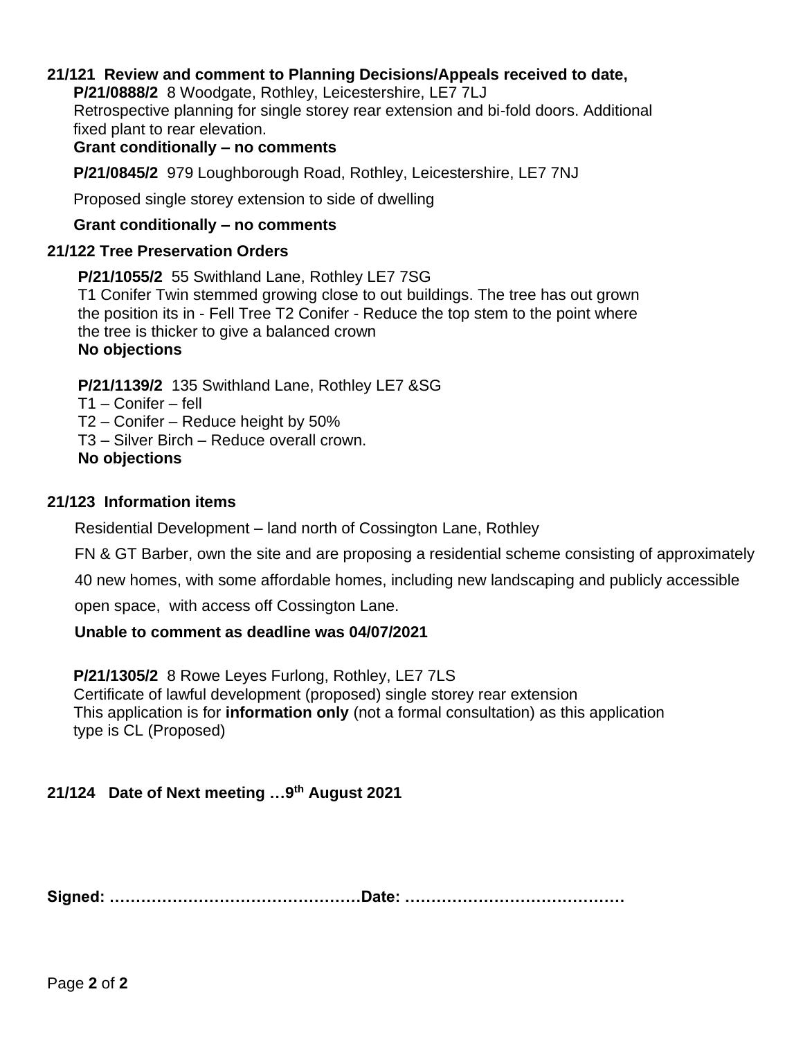**21/121 Review and comment to Planning Decisions/Appeals received to date,**

**P/21/0888/2** 8 Woodgate, Rothley, Leicestershire, LE7 7LJ
Retrospective planning for single storey rear extension and bi-fold doors. Additional fixed plant to rear elevation.
**Grant conditionally – no comments**

**P/21/0845/2** 979 Loughborough Road, Rothley, Leicestershire, LE7 7NJ

Proposed single storey extension to side of dwelling

**Grant conditionally – no comments**

**21/122 Tree Preservation Orders**

**P/21/1055/2** 55 Swithland Lane, Rothley LE7 7SG
T1 Conifer Twin stemmed growing close to out buildings. The tree has out grown the position its in - Fell Tree T2 Conifer - Reduce the top stem to the point where the tree is thicker to give a balanced crown
**No objections**

**P/21/1139/2** 135 Swithland Lane, Rothley LE7 &SG
T1 – Conifer – fell
T2 – Conifer – Reduce height by 50%
T3 – Silver Birch – Reduce overall crown.
**No objections**

**21/123 Information items**

Residential Development – land north of Cossington Lane, Rothley

FN & GT Barber, own the site and are proposing a residential scheme consisting of approximately 40 new homes, with some affordable homes, including new landscaping and publicly accessible open space, with access off Cossington Lane.

**Unable to comment as deadline was 04/07/2021**

**P/21/1305/2** 8 Rowe Leyes Furlong, Rothley, LE7 7LS
Certificate of lawful development (proposed) single storey rear extension
This application is for **information only** (not a formal consultation) as this application type is CL (Proposed)

**21/124 Date of Next meeting …9th August 2021**

**Signed: …………………………………………Date: ……………………………………**